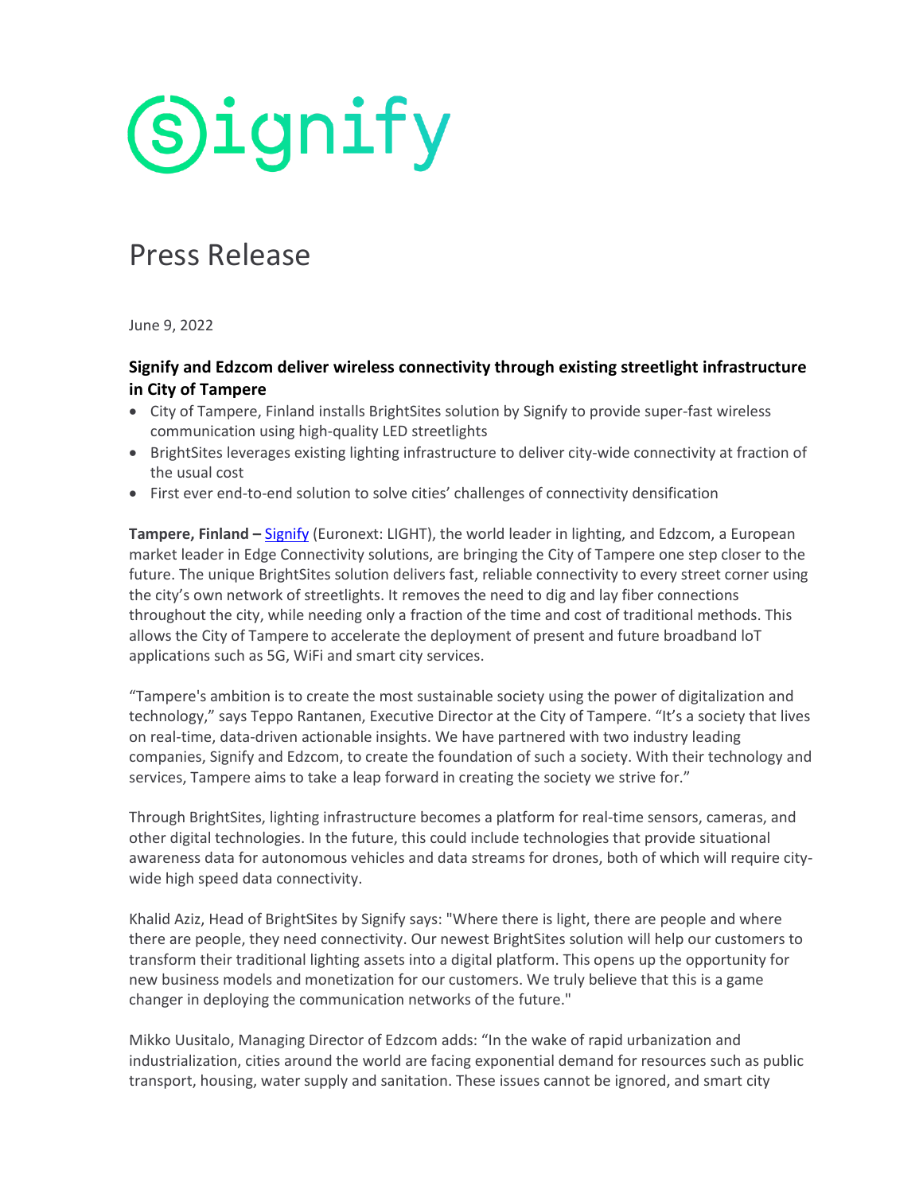# Press Release

June 9, 2022

### Signify and Edzcom deliver wireless connectivity through existing streetlight infrastructure in City of Tampere

- City of Tampere, Finland installs BrightSites solution by Signify to provide super-fast wireless communication using high-quality LED streetlights
- BrightSites leverages existing lighting infrastructure to deliver city-wide connectivity at fraction of the usual cost
- First ever end-to-end solution to solve cities' challenges of connectivity densification

**Tampere, Finland –** Signify (Euronext: LIGHT), the world leader in lighting, and Edzcom, a European market leader in Edge Connectivity solutions, are bringing the City of Tampere one step closer to the future. The unique BrightSites solution delivers fast, reliable connectivity to every street corner using the city's own network of streetlights. It removes the need to dig and lay fiber connections throughout the city, while needing only a fraction of the time and cost of traditional methods. This allows the City of Tampere to accelerate the deployment of present and future broadband IoT applications such as 5G, WiFi and smart city services.

"Tampere's ambition is to create the most sustainable society using the power of digitalization and technology," says Teppo Rantanen, Executive Director at the City of Tampere. "It's a society that lives on real-time, data-driven actionable insights. We have partnered with two industry leading companies, Signify and Edzcom, to create the foundation of such a society. With their technology and services, Tampere aims to take a leap forward in creating the society we strive for."

Through BrightSites, lighting infrastructure becomes a platform for real-time sensors, cameras, and other digital technologies. In the future, this could include technologies that provide situational awareness data for autonomous vehicles and data streams for drones, both of which will require city-wide high speed data connectivity.

Khalid Aziz, Head of BrightSites by Signify says: "Where there is light, there are people and where there are people, they need connectivity. Our newest BrightSites solution will help our customers to transform their traditional lighting assets into a digital platform. This opens up the opportunity for new business models and monetization for our customers. We truly believe that this is a game changer in deploying the communication networks of the future."

Mikko Uusitalo, Managing Director of Edzcom adds: "In the wake of rapid urbanization and industrialization, cities around the world are facing exponential demand for resources such as public transport, housing, water supply and sanitation. These issues cannot be ignored, and smart city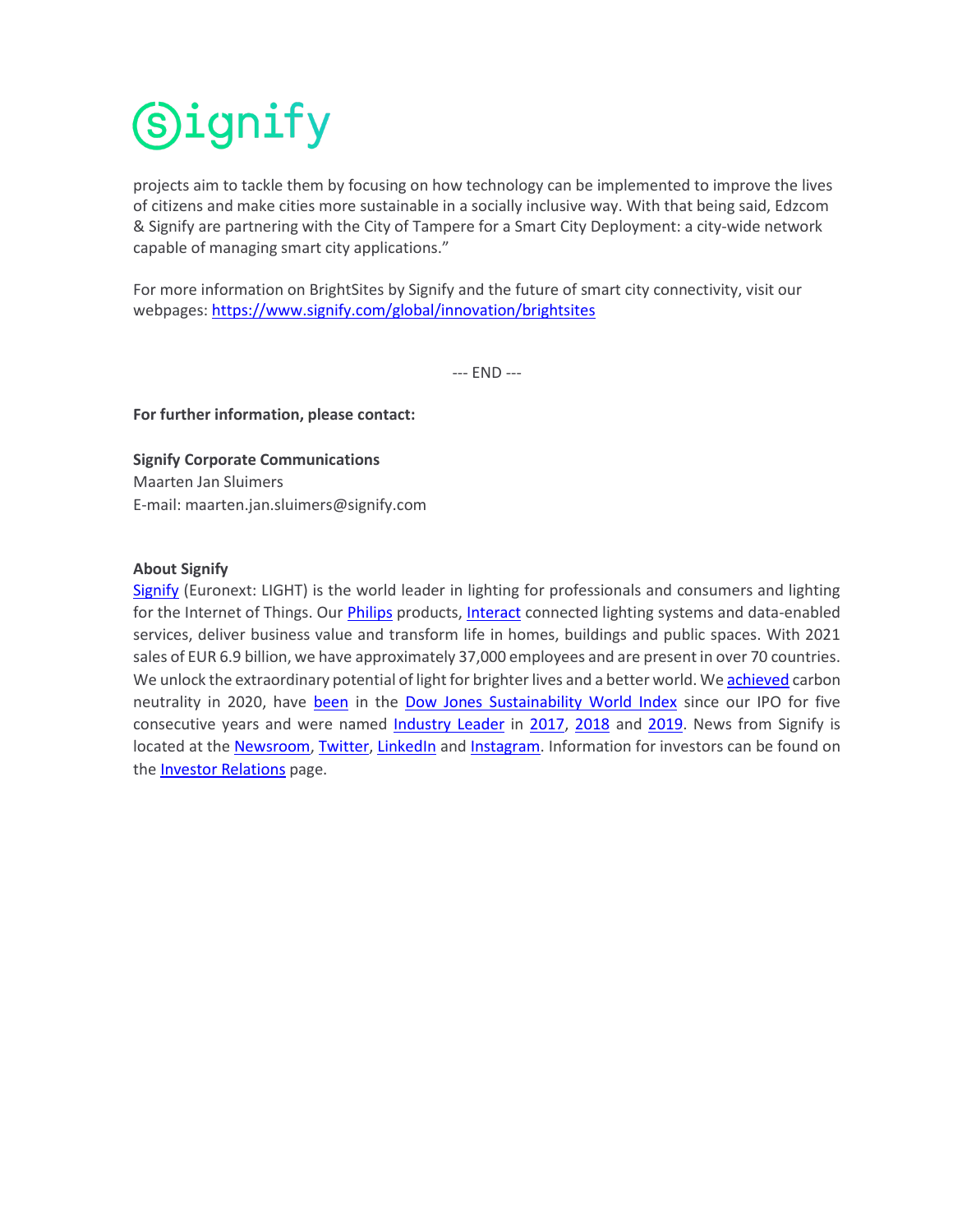projects aim to tackle them by focusing on how technology can be implemented to improve the lives of citizens and make cities more sustainable in a socially inclusive way. With that being said, Edzcom & Signify are partnering with the City of Tampere for a Smart City Deployment: a city-wide network capable of managing smart city applications."

For more information on BrightSites by Signify and the future of smart city connectivity, visit our webpages: https://www.signify.com/global/innovation/brightsites

--- END ---

**For further information, please contact:**

**Signify Corporate Communications**
Maarten Jan Sluimers
E-mail: maarten.jan.sluimers@signify.com

**About Signify**

Signify (Euronext: LIGHT) is the world leader in lighting for professionals and consumers and lighting for the Internet of Things. Our Philips products, Interact connected lighting systems and data-enabled services, deliver business value and transform life in homes, buildings and public spaces. With 2021 sales of EUR 6.9 billion, we have approximately 37,000 employees and are present in over 70 countries. We unlock the extraordinary potential of light for brighter lives and a better world. We achieved carbon neutrality in 2020, have been in the Dow Jones Sustainability World Index since our IPO for five consecutive years and were named Industry Leader in 2017, 2018 and 2019. News from Signify is located at the Newsroom, Twitter, LinkedIn and Instagram. Information for investors can be found on the Investor Relations page.